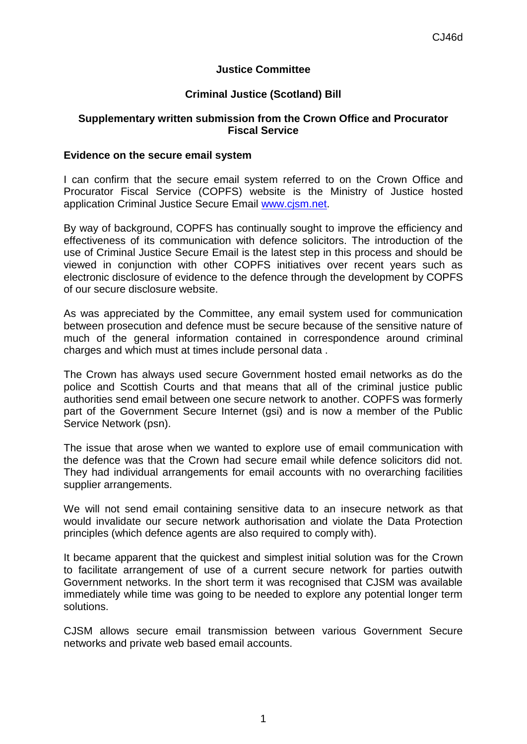CJ46d

**Justice Committee**

**Criminal Justice (Scotland) Bill**

**Supplementary written submission from the Crown Office and Procurator Fiscal Service**

**Evidence on the secure email system**

I can confirm that the secure email system referred to on the Crown Office and Procurator Fiscal Service (COPFS) website is the Ministry of Justice hosted application Criminal Justice Secure Email www.cjsm.net.

By way of background, COPFS has continually sought to improve the efficiency and effectiveness of its communication with defence solicitors. The introduction of the use of Criminal Justice Secure Email is the latest step in this process and should be viewed in conjunction with other COPFS initiatives over recent years such as electronic disclosure of evidence to the defence through the development by COPFS of our secure disclosure website.

As was appreciated by the Committee, any email system used for communication between prosecution and defence must be secure because of the sensitive nature of much of the general information contained in correspondence around criminal charges and which must at times include personal data .

The Crown has always used secure Government hosted email networks as do the police and Scottish Courts and that means that all of the criminal justice public authorities send email between one secure network to another. COPFS was formerly part of the Government Secure Internet (gsi) and is now a member of the Public Service Network (psn).

The issue that arose when we wanted to explore use of email communication with the defence was that the Crown had secure email while defence solicitors did not. They had individual arrangements for email accounts with no overarching facilities supplier arrangements.

We will not send email containing sensitive data to an insecure network as that would invalidate our secure network authorisation and violate the Data Protection principles (which defence agents are also required to comply with).

It became apparent that the quickest and simplest initial solution was for the Crown to facilitate arrangement of use of a current secure network for parties outwith Government networks. In the short term it was recognised that CJSM was available immediately while time was going to be needed to explore any potential longer term solutions.

CJSM allows secure email transmission between various Government Secure networks and private web based email accounts.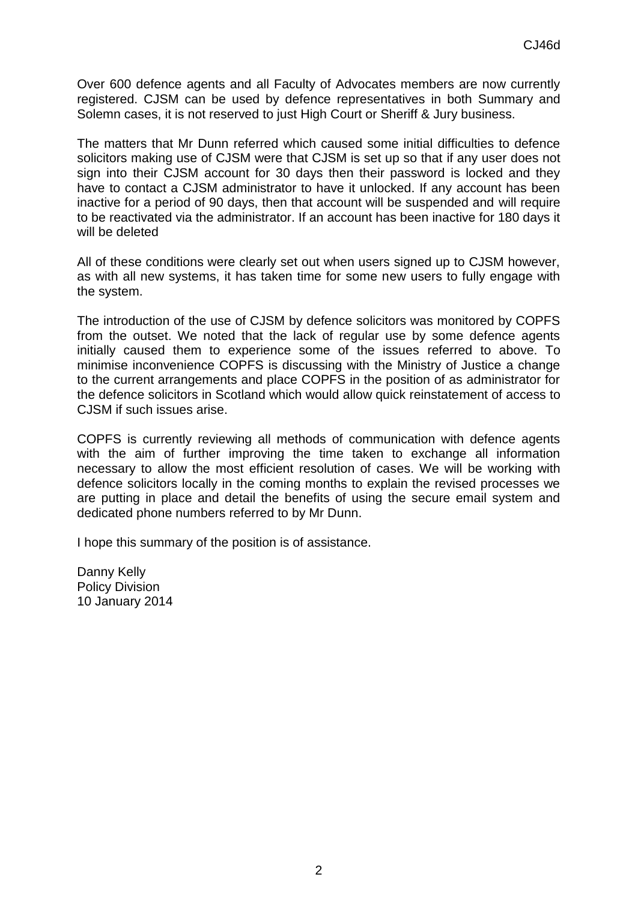Over 600 defence agents and all Faculty of Advocates members are now currently registered. CJSM can be used by defence representatives in both Summary and Solemn cases, it is not reserved to just High Court or Sheriff & Jury business.

The matters that Mr Dunn referred which caused some initial difficulties to defence solicitors making use of CJSM were that CJSM is set up so that if any user does not sign into their CJSM account for 30 days then their password is locked and they have to contact a CJSM administrator to have it unlocked. If any account has been inactive for a period of 90 days, then that account will be suspended and will require to be reactivated via the administrator. If an account has been inactive for 180 days it will be deleted

All of these conditions were clearly set out when users signed up to CJSM however, as with all new systems, it has taken time for some new users to fully engage with the system.

The introduction of the use of CJSM by defence solicitors was monitored by COPFS from the outset. We noted that the lack of regular use by some defence agents initially caused them to experience some of the issues referred to above. To minimise inconvenience COPFS is discussing with the Ministry of Justice a change to the current arrangements and place COPFS in the position of as administrator for the defence solicitors in Scotland which would allow quick reinstatement of access to CJSM if such issues arise.

COPFS is currently reviewing all methods of communication with defence agents with the aim of further improving the time taken to exchange all information necessary to allow the most efficient resolution of cases. We will be working with defence solicitors locally in the coming months to explain the revised processes we are putting in place and detail the benefits of using the secure email system and dedicated phone numbers referred to by Mr Dunn.

I hope this summary of the position is of assistance.

Danny Kelly
Policy Division
10 January 2014